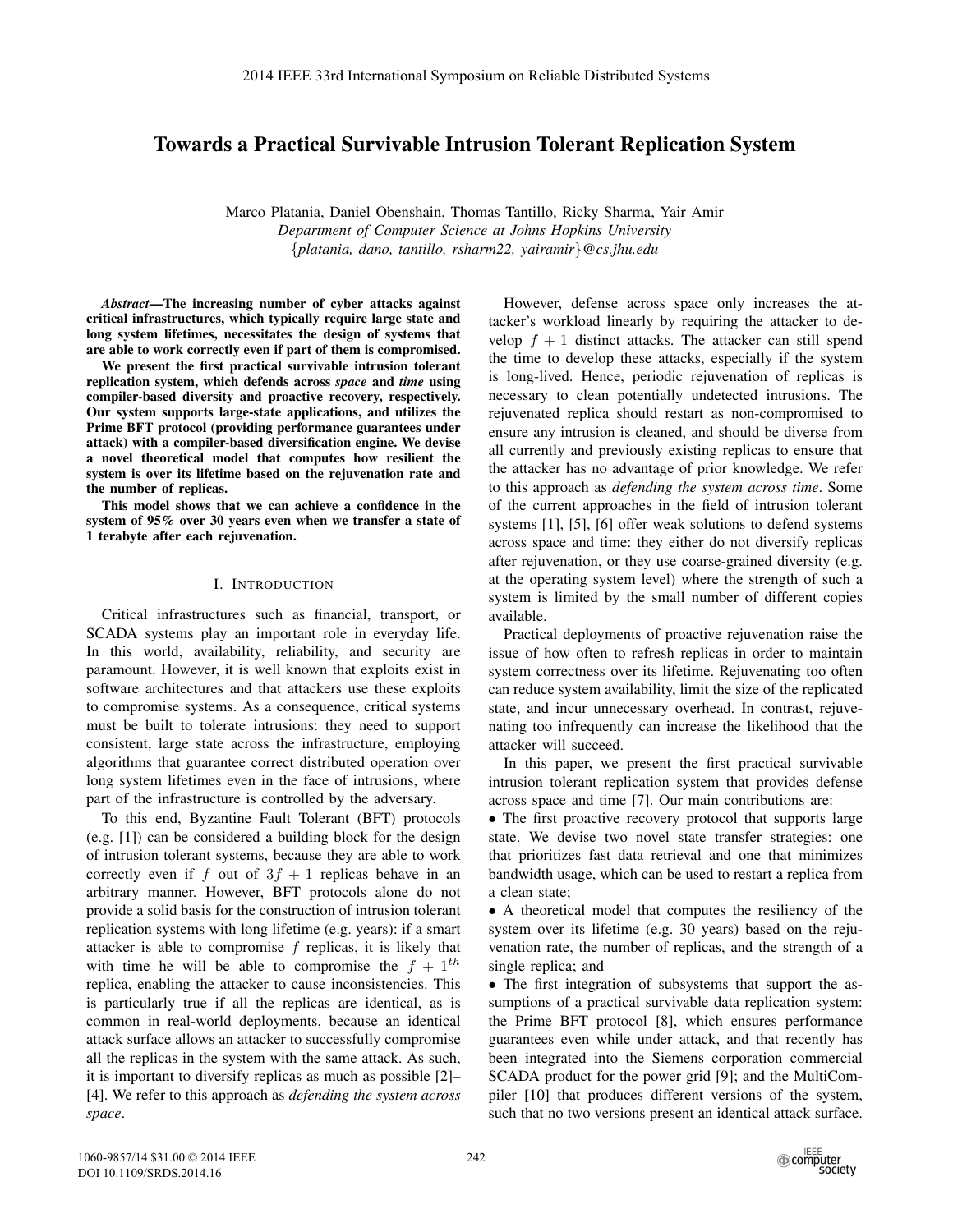# Towards a Practical Survivable Intrusion Tolerant Replication System

Marco Platania, Daniel Obenshain, Thomas Tantillo, Ricky Sharma, Yair Amir
*Department of Computer Science at Johns Hopkins University*
{*platania, dano, tantillo, rsharm22, yairamir*}*@cs.jhu.edu*

***Abstract*—The increasing number of cyber attacks against critical infrastructures, which typically require large state and long system lifetimes, necessitates the design of systems that are able to work correctly even if part of them is compromised.**

**We present the first practical survivable intrusion tolerant replication system, which defends across *space* and *time* using compiler-based diversity and proactive recovery, respectively. Our system supports large-state applications, and utilizes the Prime BFT protocol (providing performance guarantees under attack) with a compiler-based diversification engine. We devise a novel theoretical model that computes how resilient the system is over its lifetime based on the rejuvenation rate and the number of replicas.**

**This model shows that we can achieve a confidence in the system of 95% over 30 years even when we transfer a state of 1 terabyte after each rejuvenation.**

## I. Introduction

Critical infrastructures such as financial, transport, or SCADA systems play an important role in everyday life. In this world, availability, reliability, and security are paramount. However, it is well known that exploits exist in software architectures and that attackers use these exploits to compromise systems. As a consequence, critical systems must be built to tolerate intrusions: they need to support consistent, large state across the infrastructure, employing algorithms that guarantee correct distributed operation over long system lifetimes even in the face of intrusions, where part of the infrastructure is controlled by the adversary.

To this end, Byzantine Fault Tolerant (BFT) protocols (e.g. [1]) can be considered a building block for the design of intrusion tolerant systems, because they are able to work correctly even if $f$ out of $3f+1$ replicas behave in an arbitrary manner. However, BFT protocols alone do not provide a solid basis for the construction of intrusion tolerant replication systems with long lifetime (e.g. years): if a smart attacker is able to compromise $f$ replicas, it is likely that with time he will be able to compromise the $f+1^{th}$ replica, enabling the attacker to cause inconsistencies. This is particularly true if all the replicas are identical, as is common in real-world deployments, because an identical attack surface allows an attacker to successfully compromise all the replicas in the system with the same attack. As such, it is important to diversify replicas as much as possible [2]–[4]. We refer to this approach as *defending the system across space*.

However, defense across space only increases the attacker's workload linearly by requiring the attacker to develop $f+1$ distinct attacks. The attacker can still spend the time to develop these attacks, especially if the system is long-lived. Hence, periodic rejuvenation of replicas is necessary to clean potentially undetected intrusions. The rejuvenated replica should restart as non-compromised to ensure any intrusion is cleaned, and should be diverse from all currently and previously existing replicas to ensure that the attacker has no advantage of prior knowledge. We refer to this approach as *defending the system across time*. Some of the current approaches in the field of intrusion tolerant systems [1], [5], [6] offer weak solutions to defend systems across space and time: they either do not diversify replicas after rejuvenation, or they use coarse-grained diversity (e.g. at the operating system level) where the strength of such a system is limited by the small number of different copies available.

Practical deployments of proactive rejuvenation raise the issue of how often to refresh replicas in order to maintain system correctness over its lifetime. Rejuvenating too often can reduce system availability, limit the size of the replicated state, and incur unnecessary overhead. In contrast, rejuvenating too infrequently can increase the likelihood that the attacker will succeed.

In this paper, we present the first practical survivable intrusion tolerant replication system that provides defense across space and time [7]. Our main contributions are:

- The first proactive recovery protocol that supports large state. We devise two novel state transfer strategies: one that prioritizes fast data retrieval and one that minimizes bandwidth usage, which can be used to restart a replica from a clean state;
- A theoretical model that computes the resiliency of the system over its lifetime (e.g. 30 years) based on the rejuvenation rate, the number of replicas, and the strength of a single replica; and
- The first integration of subsystems that support the assumptions of a practical survivable data replication system: the Prime BFT protocol [8], which ensures performance guarantees even while under attack, and that recently has been integrated into the Siemens corporation commercial SCADA product for the power grid [9]; and the MultiCompiler [10] that produces different versions of the system, such that no two versions present an identical attack surface.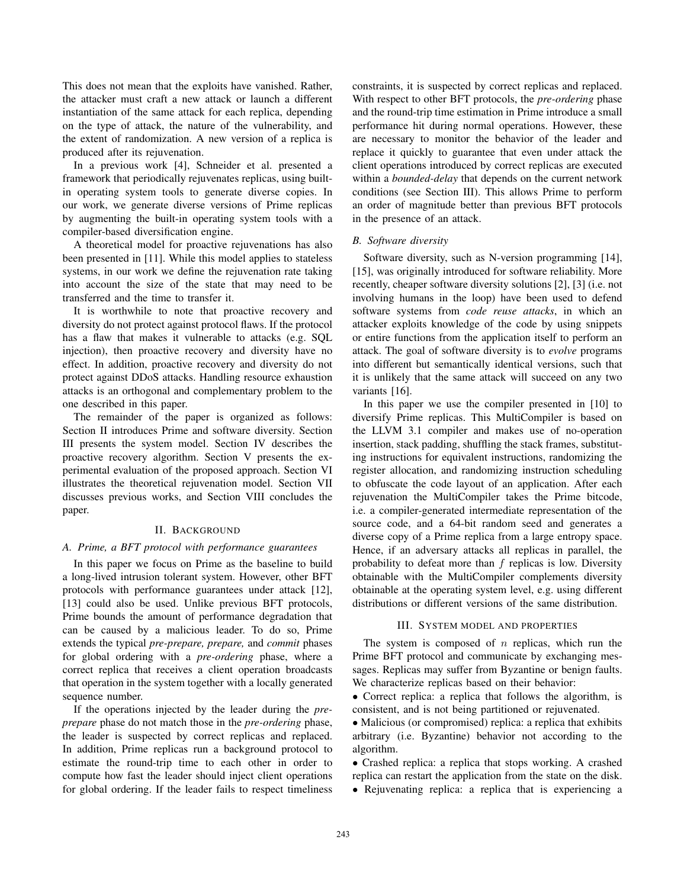This does not mean that the exploits have vanished. Rather, the attacker must craft a new attack or launch a different instantiation of the same attack for each replica, depending on the type of attack, the nature of the vulnerability, and the extent of randomization. A new version of a replica is produced after its rejuvenation.

In a previous work [4], Schneider et al. presented a framework that periodically rejuvenates replicas, using built-in operating system tools to generate diverse copies. In our work, we generate diverse versions of Prime replicas by augmenting the built-in operating system tools with a compiler-based diversification engine.

A theoretical model for proactive rejuvenations has also been presented in [11]. While this model applies to stateless systems, in our work we define the rejuvenation rate taking into account the size of the state that may need to be transferred and the time to transfer it.

It is worthwhile to note that proactive recovery and diversity do not protect against protocol flaws. If the protocol has a flaw that makes it vulnerable to attacks (e.g. SQL injection), then proactive recovery and diversity have no effect. In addition, proactive recovery and diversity do not protect against DDoS attacks. Handling resource exhaustion attacks is an orthogonal and complementary problem to the one described in this paper.

The remainder of the paper is organized as follows: Section II introduces Prime and software diversity. Section III presents the system model. Section IV describes the proactive recovery algorithm. Section V presents the experimental evaluation of the proposed approach. Section VI illustrates the theoretical rejuvenation model. Section VII discusses previous works, and Section VIII concludes the paper.

## II. Background

### A. Prime, a BFT protocol with performance guarantees

In this paper we focus on Prime as the baseline to build a long-lived intrusion tolerant system. However, other BFT protocols with performance guarantees under attack [12], [13] could also be used. Unlike previous BFT protocols, Prime bounds the amount of performance degradation that can be caused by a malicious leader. To do so, Prime extends the typical *pre-prepare, prepare,* and *commit* phases for global ordering with a *pre-ordering* phase, where a correct replica that receives a client operation broadcasts that operation in the system together with a locally generated sequence number.

If the operations injected by the leader during the *pre-prepare* phase do not match those in the *pre-ordering* phase, the leader is suspected by correct replicas and replaced. In addition, Prime replicas run a background protocol to estimate the round-trip time to each other in order to compute how fast the leader should inject client operations for global ordering. If the leader fails to respect timeliness constraints, it is suspected by correct replicas and replaced. With respect to other BFT protocols, the *pre-ordering* phase and the round-trip time estimation in Prime introduce a small performance hit during normal operations. However, these are necessary to monitor the behavior of the leader and replace it quickly to guarantee that even under attack the client operations introduced by correct replicas are executed within a *bounded-delay* that depends on the current network conditions (see Section III). This allows Prime to perform an order of magnitude better than previous BFT protocols in the presence of an attack.

### B. Software diversity

Software diversity, such as N-version programming [14], [15], was originally introduced for software reliability. More recently, cheaper software diversity solutions [2], [3] (i.e. not involving humans in the loop) have been used to defend software systems from *code reuse attacks*, in which an attacker exploits knowledge of the code by using snippets or entire functions from the application itself to perform an attack. The goal of software diversity is to *evolve* programs into different but semantically identical versions, such that it is unlikely that the same attack will succeed on any two variants [16].

In this paper we use the compiler presented in [10] to diversify Prime replicas. This MultiCompiler is based on the LLVM 3.1 compiler and makes use of no-operation insertion, stack padding, shuffling the stack frames, substituting instructions for equivalent instructions, randomizing the register allocation, and randomizing instruction scheduling to obfuscate the code layout of an application. After each rejuvenation the MultiCompiler takes the Prime bitcode, i.e. a compiler-generated intermediate representation of the source code, and a 64-bit random seed and generates a diverse copy of a Prime replica from a large entropy space. Hence, if an adversary attacks all replicas in parallel, the probability to defeat more than $f$ replicas is low. Diversity obtainable with the MultiCompiler complements diversity obtainable at the operating system level, e.g. using different distributions or different versions of the same distribution.

## III. System model and properties

The system is composed of $n$ replicas, which run the Prime BFT protocol and communicate by exchanging messages. Replicas may suffer from Byzantine or benign faults. We characterize replicas based on their behavior:

- Correct replica: a replica that follows the algorithm, is consistent, and is not being partitioned or rejuvenated.
- Malicious (or compromised) replica: a replica that exhibits arbitrary (i.e. Byzantine) behavior not according to the algorithm.
- Crashed replica: a replica that stops working. A crashed replica can restart the application from the state on the disk.
- Rejuvenating replica: a replica that is experiencing a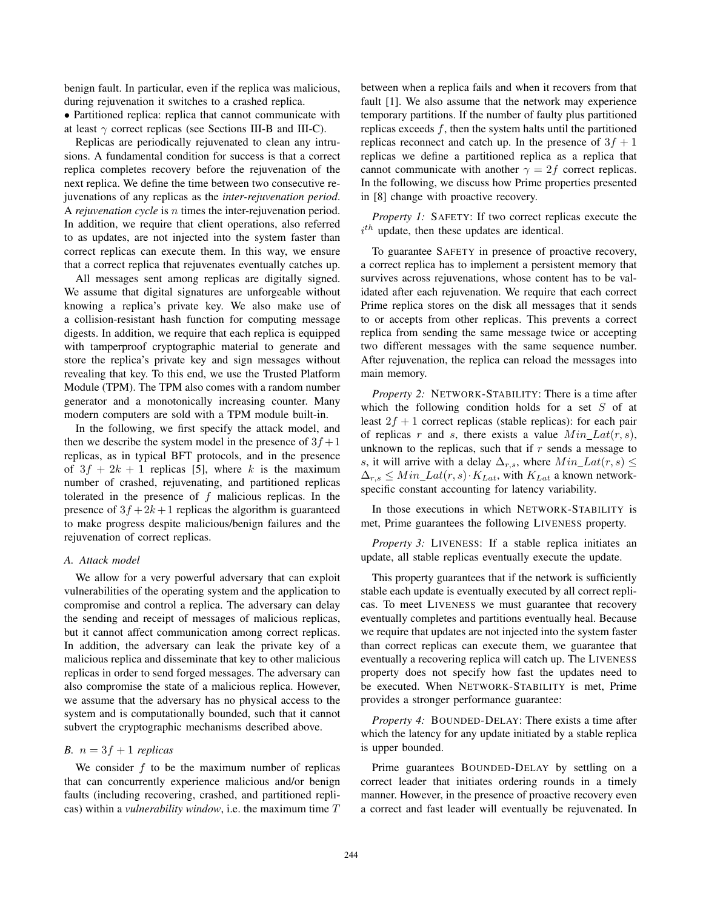benign fault. In particular, even if the replica was malicious, during rejuvenation it switches to a crashed replica.

• Partitioned replica: replica that cannot communicate with at least $\gamma$ correct replicas (see Sections III-B and III-C).

Replicas are periodically rejuvenated to clean any intrusions. A fundamental condition for success is that a correct replica completes recovery before the rejuvenation of the next replica. We define the time between two consecutive rejuvenations of any replicas as the *inter-rejuvenation period*. A *rejuvenation cycle* is $n$ times the inter-rejuvenation period. In addition, we require that client operations, also referred to as updates, are not injected into the system faster than correct replicas can execute them. In this way, we ensure that a correct replica that rejuvenates eventually catches up.

All messages sent among replicas are digitally signed. We assume that digital signatures are unforgeable without knowing a replica's private key. We also make use of a collision-resistant hash function for computing message digests. In addition, we require that each replica is equipped with tamperproof cryptographic material to generate and store the replica's private key and sign messages without revealing that key. To this end, we use the Trusted Platform Module (TPM). The TPM also comes with a random number generator and a monotonically increasing counter. Many modern computers are sold with a TPM module built-in.

In the following, we first specify the attack model, and then we describe the system model in the presence of $3f+1$ replicas, as in typical BFT protocols, and in the presence of $3f + 2k + 1$ replicas [5], where $k$ is the maximum number of crashed, rejuvenating, and partitioned replicas tolerated in the presence of $f$ malicious replicas. In the presence of $3f+2k+1$ replicas the algorithm is guaranteed to make progress despite malicious/benign failures and the rejuvenation of correct replicas.

### A. Attack model

We allow for a very powerful adversary that can exploit vulnerabilities of the operating system and the application to compromise and control a replica. The adversary can delay the sending and receipt of messages of malicious replicas, but it cannot affect communication among correct replicas. In addition, the adversary can leak the private key of a malicious replica and disseminate that key to other malicious replicas in order to send forged messages. The adversary can also compromise the state of a malicious replica. However, we assume that the adversary has no physical access to the system and is computationally bounded, such that it cannot subvert the cryptographic mechanisms described above.

### B. $n = 3f + 1$ replicas

We consider $f$ to be the maximum number of replicas that can concurrently experience malicious and/or benign faults (including recovering, crashed, and partitioned replicas) within a *vulnerability window*, i.e. the maximum time $T$ between when a replica fails and when it recovers from that fault [1]. We also assume that the network may experience temporary partitions. If the number of faulty plus partitioned replicas exceeds $f$, then the system halts until the partitioned replicas reconnect and catch up. In the presence of $3f + 1$ replicas we define a partitioned replica as a replica that cannot communicate with another $\gamma = 2f$ correct replicas. In the following, we discuss how Prime properties presented in [8] change with proactive recovery.

*Property 1:* SAFETY: If two correct replicas execute the $i^{th}$ update, then these updates are identical.

To guarantee SAFETY in presence of proactive recovery, a correct replica has to implement a persistent memory that survives across rejuvenations, whose content has to be validated after each rejuvenation. We require that each correct Prime replica stores on the disk all messages that it sends to or accepts from other replicas. This prevents a correct replica from sending the same message twice or accepting two different messages with the same sequence number. After rejuvenation, the replica can reload the messages into main memory.

*Property 2:* NETWORK-STABILITY: There is a time after which the following condition holds for a set $S$ of at least $2f + 1$ correct replicas (stable replicas): for each pair of replicas $r$ and $s$, there exists a value $Min\_Lat(r, s)$, unknown to the replicas, such that if $r$ sends a message to $s$, it will arrive with a delay $\Delta_{r,s}$, where $Min\_Lat(r, s) \leq \Delta_{r,s} \leq Min\_Lat(r, s) \cdot K_{Lat}$, with $K_{Lat}$ a known network-specific constant accounting for latency variability.

In those executions in which NETWORK-STABILITY is met, Prime guarantees the following LIVENESS property.

*Property 3:* LIVENESS: If a stable replica initiates an update, all stable replicas eventually execute the update.

This property guarantees that if the network is sufficiently stable each update is eventually executed by all correct replicas. To meet LIVENESS we must guarantee that recovery eventually completes and partitions eventually heal. Because we require that updates are not injected into the system faster than correct replicas can execute them, we guarantee that eventually a recovering replica will catch up. The LIVENESS property does not specify how fast the updates need to be executed. When NETWORK-STABILITY is met, Prime provides a stronger performance guarantee:

*Property 4:* BOUNDED-DELAY: There exists a time after which the latency for any update initiated by a stable replica is upper bounded.

Prime guarantees BOUNDED-DELAY by settling on a correct leader that initiates ordering rounds in a timely manner. However, in the presence of proactive recovery even a correct and fast leader will eventually be rejuvenated. In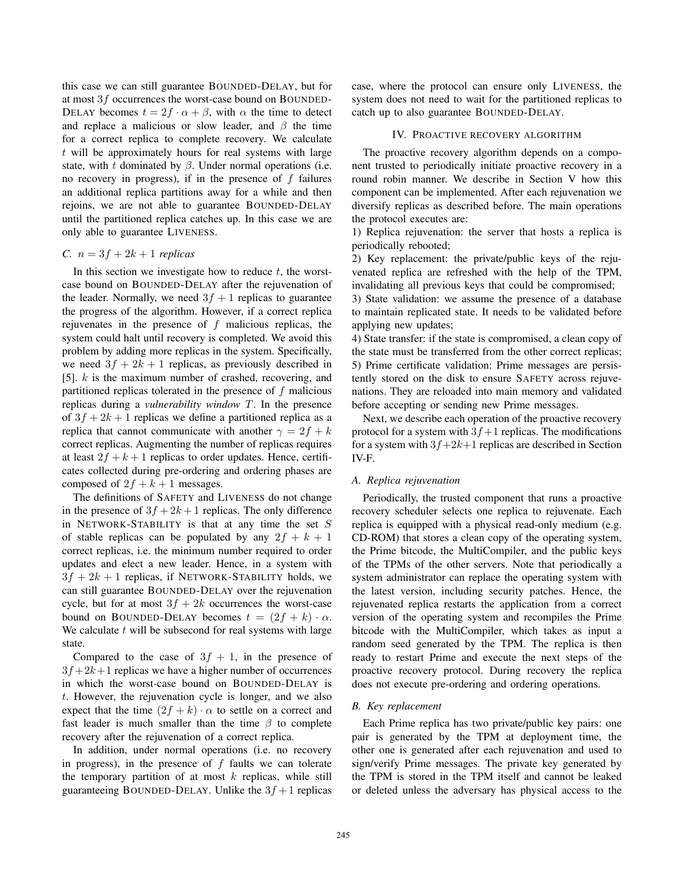this case we can still guarantee BOUNDED-DELAY, but for at most $3f$ occurrences the worst-case bound on BOUNDED-DELAY becomes $t = 2f \cdot \alpha + \beta$, with $\alpha$ the time to detect and replace a malicious or slow leader, and $\beta$ the time for a correct replica to complete recovery. We calculate $t$ will be approximately hours for real systems with large state, with $t$ dominated by $\beta$. Under normal operations (i.e. no recovery in progress), if in the presence of $f$ failures an additional replica partitions away for a while and then rejoins, we are not able to guarantee BOUNDED-DELAY until the partitioned replica catches up. In this case we are only able to guarantee LIVENESS.

### C. $n = 3f + 2k + 1$ replicas

In this section we investigate how to reduce $t$, the worst-case bound on BOUNDED-DELAY after the rejuvenation of the leader. Normally, we need $3f + 1$ replicas to guarantee the progress of the algorithm. However, if a correct replica rejuvenates in the presence of $f$ malicious replicas, the system could halt until recovery is completed. We avoid this problem by adding more replicas in the system. Specifically, we need $3f + 2k + 1$ replicas, as previously described in [5]. $k$ is the maximum number of crashed, recovering, and partitioned replicas tolerated in the presence of $f$ malicious replicas during a *vulnerability window* $T$. In the presence of $3f + 2k + 1$ replicas we define a partitioned replica as a replica that cannot communicate with another $\gamma = 2f + k$ correct replicas. Augmenting the number of replicas requires at least $2f + k + 1$ replicas to order updates. Hence, certificates collected during pre-ordering and ordering phases are composed of $2f + k + 1$ messages.

The definitions of SAFETY and LIVENESS do not change in the presence of $3f + 2k + 1$ replicas. The only difference in NETWORK-STABILITY is that at any time the set $S$ of stable replicas can be populated by any $2f + k + 1$ correct replicas, i.e. the minimum number required to order updates and elect a new leader. Hence, in a system with $3f + 2k + 1$ replicas, if NETWORK-STABILITY holds, we can still guarantee BOUNDED-DELAY over the rejuvenation cycle, but for at most $3f + 2k$ occurrences the worst-case bound on BOUNDED-DELAY becomes $t = (2f + k) \cdot \alpha$. We calculate $t$ will be subsecond for real systems with large state.

Compared to the case of $3f + 1$, in the presence of $3f+2k+1$ replicas we have a higher number of occurrences in which the worst-case bound on BOUNDED-DELAY is $t$. However, the rejuvenation cycle is longer, and we also expect that the time $(2f + k) \cdot \alpha$ to settle on a correct and fast leader is much smaller than the time $\beta$ to complete recovery after the rejuvenation of a correct replica.

In addition, under normal operations (i.e. no recovery in progress), in the presence of $f$ faults we can tolerate the temporary partition of at most $k$ replicas, while still guaranteeing BOUNDED-DELAY. Unlike the $3f+1$ replicas case, where the protocol can ensure only LIVENESS, the system does not need to wait for the partitioned replicas to catch up to also guarantee BOUNDED-DELAY.

## IV. PROACTIVE RECOVERY ALGORITHM

The proactive recovery algorithm depends on a component trusted to periodically initiate proactive recovery in a round robin manner. We describe in Section V how this component can be implemented. After each rejuvenation we diversify replicas as described before. The main operations the protocol executes are:

1) Replica rejuvenation: the server that hosts a replica is periodically rebooted;

2) Key replacement: the private/public keys of the rejuvenated replica are refreshed with the help of the TPM, invalidating all previous keys that could be compromised;

3) State validation: we assume the presence of a database to maintain replicated state. It needs to be validated before applying new updates;

4) State transfer: if the state is compromised, a clean copy of the state must be transferred from the other correct replicas;

5) Prime certificate validation: Prime messages are persistently stored on the disk to ensure SAFETY across rejuvenations. They are reloaded into main memory and validated before accepting or sending new Prime messages.

Next, we describe each operation of the proactive recovery protocol for a system with $3f+1$ replicas. The modifications for a system with $3f+2k+1$ replicas are described in Section IV-F.

### A. Replica rejuvenation

Periodically, the trusted component that runs a proactive recovery scheduler selects one replica to rejuvenate. Each replica is equipped with a physical read-only medium (e.g. CD-ROM) that stores a clean copy of the operating system, the Prime bitcode, the MultiCompiler, and the public keys of the TPMs of the other servers. Note that periodically a system administrator can replace the operating system with the latest version, including security patches. Hence, the rejuvenated replica restarts the application from a correct version of the operating system and recompiles the Prime bitcode with the MultiCompiler, which takes as input a random seed generated by the TPM. The replica is then ready to restart Prime and execute the next steps of the proactive recovery protocol. During recovery the replica does not execute pre-ordering and ordering operations.

### B. Key replacement

Each Prime replica has two private/public key pairs: one pair is generated by the TPM at deployment time, the other one is generated after each rejuvenation and used to sign/verify Prime messages. The private key generated by the TPM is stored in the TPM itself and cannot be leaked or deleted unless the adversary has physical access to the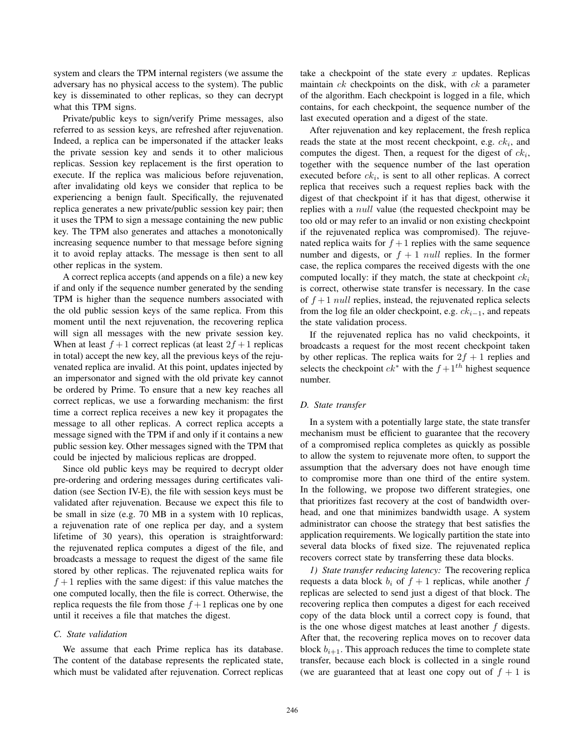system and clears the TPM internal registers (we assume the adversary has no physical access to the system). The public key is disseminated to other replicas, so they can decrypt what this TPM signs.

Private/public keys to sign/verify Prime messages, also referred to as session keys, are refreshed after rejuvenation. Indeed, a replica can be impersonated if the attacker leaks the private session key and sends it to other malicious replicas. Session key replacement is the first operation to execute. If the replica was malicious before rejuvenation, after invalidating old keys we consider that replica to be experiencing a benign fault. Specifically, the rejuvenated replica generates a new private/public session key pair; then it uses the TPM to sign a message containing the new public key. The TPM also generates and attaches a monotonically increasing sequence number to that message before signing it to avoid replay attacks. The message is then sent to all other replicas in the system.

A correct replica accepts (and appends on a file) a new key if and only if the sequence number generated by the sending TPM is higher than the sequence numbers associated with the old public session keys of the same replica. From this moment until the next rejuvenation, the recovering replica will sign all messages with the new private session key. When at least $f+1$ correct replicas (at least $2f+1$ replicas in total) accept the new key, all the previous keys of the rejuvenated replica are invalid. At this point, updates injected by an impersonator and signed with the old private key cannot be ordered by Prime. To ensure that a new key reaches all correct replicas, we use a forwarding mechanism: the first time a correct replica receives a new key it propagates the message to all other replicas. A correct replica accepts a message signed with the TPM if and only if it contains a new public session key. Other messages signed with the TPM that could be injected by malicious replicas are dropped.

Since old public keys may be required to decrypt older pre-ordering and ordering messages during certificates validation (see Section IV-E), the file with session keys must be validated after rejuvenation. Because we expect this file to be small in size (e.g. 70 MB in a system with 10 replicas, a rejuvenation rate of one replica per day, and a system lifetime of 30 years), this operation is straightforward: the rejuvenated replica computes a digest of the file, and broadcasts a message to request the digest of the same file stored by other replicas. The rejuvenated replica waits for $f+1$ replies with the same digest: if this value matches the one computed locally, then the file is correct. Otherwise, the replica requests the file from those $f+1$ replicas one by one until it receives a file that matches the digest.

### C. State validation

We assume that each Prime replica has its database. The content of the database represents the replicated state, which must be validated after rejuvenation. Correct replicas take a checkpoint of the state every $x$ updates. Replicas maintain $ck$ checkpoints on the disk, with $ck$ a parameter of the algorithm. Each checkpoint is logged in a file, which contains, for each checkpoint, the sequence number of the last executed operation and a digest of the state.

After rejuvenation and key replacement, the fresh replica reads the state at the most recent checkpoint, e.g. $ck_i$, and computes the digest. Then, a request for the digest of $ck_i$, together with the sequence number of the last operation executed before $ck_i$, is sent to all other replicas. A correct replica that receives such a request replies back with the digest of that checkpoint if it has that digest, otherwise it replies with a $null$ value (the requested checkpoint may be too old or may refer to an invalid or non existing checkpoint if the rejuvenated replica was compromised). The rejuvenated replica waits for $f+1$ replies with the same sequence number and digests, or $f+1$ $null$ replies. In the former case, the replica compares the received digests with the one computed locally: if they match, the state at checkpoint $ck_i$ is correct, otherwise state transfer is necessary. In the case of $f+1$ $null$ replies, instead, the rejuvenated replica selects from the log file an older checkpoint, e.g. $ck_{i-1}$, and repeats the state validation process.

If the rejuvenated replica has no valid checkpoints, it broadcasts a request for the most recent checkpoint taken by other replicas. The replica waits for $2f+1$ replies and selects the checkpoint $ck^*$ with the $f+1^{th}$ highest sequence number.

### D. State transfer

In a system with a potentially large state, the state transfer mechanism must be efficient to guarantee that the recovery of a compromised replica completes as quickly as possible to allow the system to rejuvenate more often, to support the assumption that the adversary does not have enough time to compromise more than one third of the entire system. In the following, we propose two different strategies, one that prioritizes fast recovery at the cost of bandwidth overhead, and one that minimizes bandwidth usage. A system administrator can choose the strategy that best satisfies the application requirements. We logically partition the state into several data blocks of fixed size. The rejuvenated replica recovers correct state by transferring these data blocks.

*1) State transfer reducing latency:* The recovering replica requests a data block $b_i$ of $f+1$ replicas, while another $f$ replicas are selected to send just a digest of that block. The recovering replica then computes a digest for each received copy of the data block until a correct copy is found, that is the one whose digest matches at least another $f$ digests. After that, the recovering replica moves on to recover data block $b_{i+1}$. This approach reduces the time to complete state transfer, because each block is collected in a single round (we are guaranteed that at least one copy out of $f+1$ is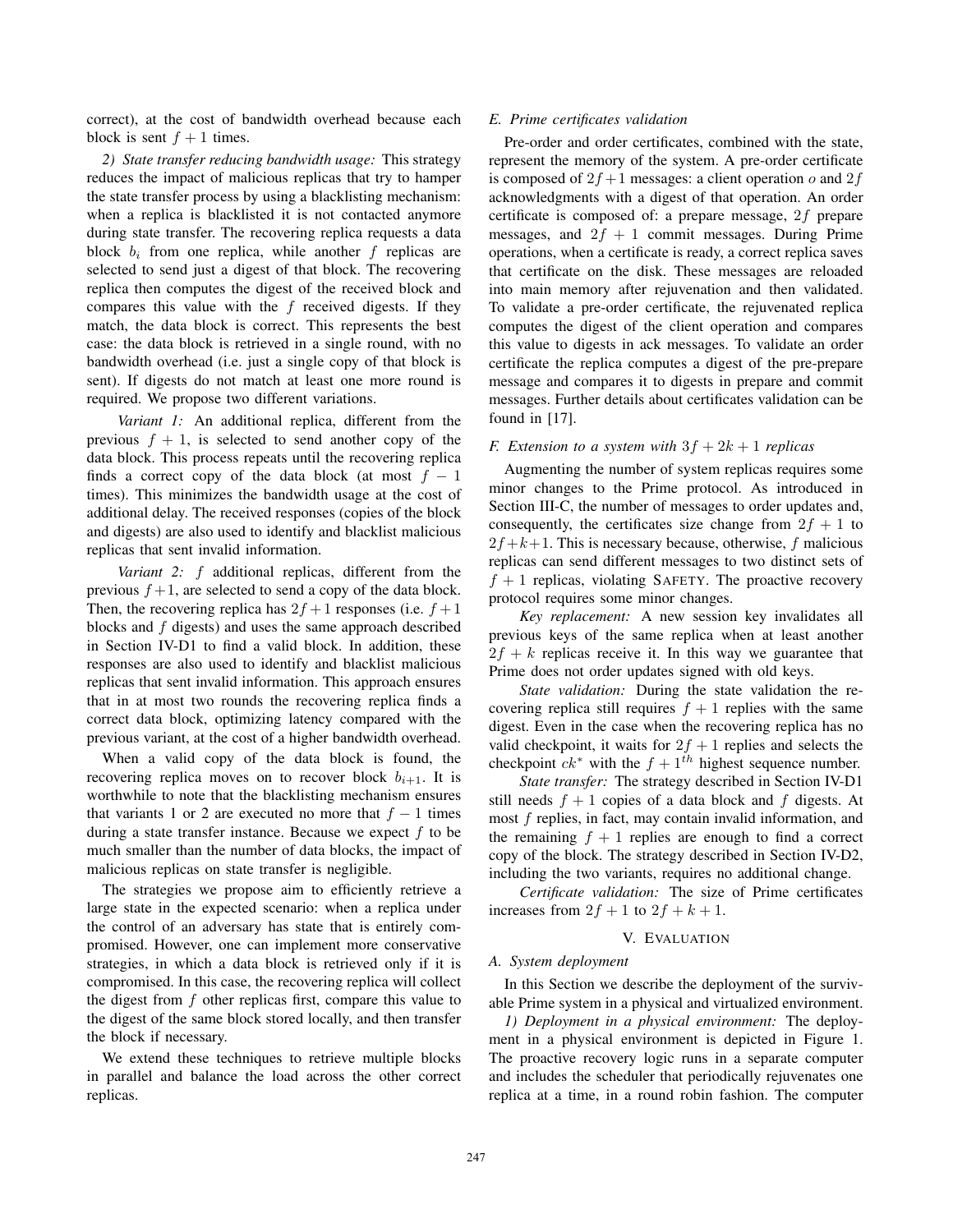correct), at the cost of bandwidth overhead because each block is sent $f+1$ times.

*2) State transfer reducing bandwidth usage:* This strategy reduces the impact of malicious replicas that try to hamper the state transfer process by using a blacklisting mechanism: when a replica is blacklisted it is not contacted anymore during state transfer. The recovering replica requests a data block $b_i$ from one replica, while another $f$ replicas are selected to send just a digest of that block. The recovering replica then computes the digest of the received block and compares this value with the $f$ received digests. If they match, the data block is correct. This represents the best case: the data block is retrieved in a single round, with no bandwidth overhead (i.e. just a single copy of that block is sent). If digests do not match at least one more round is required. We propose two different variations.

*Variant 1:* An additional replica, different from the previous $f+1$, is selected to send another copy of the data block. This process repeats until the recovering replica finds a correct copy of the data block (at most $f-1$ times). This minimizes the bandwidth usage at the cost of additional delay. The received responses (copies of the block and digests) are also used to identify and blacklist malicious replicas that sent invalid information.

*Variant 2:* $f$ additional replicas, different from the previous $f+1$, are selected to send a copy of the data block. Then, the recovering replica has $2f+1$ responses (i.e. $f+1$ blocks and $f$ digests) and uses the same approach described in Section IV-D1 to find a valid block. In addition, these responses are also used to identify and blacklist malicious replicas that sent invalid information. This approach ensures that in at most two rounds the recovering replica finds a correct data block, optimizing latency compared with the previous variant, at the cost of a higher bandwidth overhead.

When a valid copy of the data block is found, the recovering replica moves on to recover block $b_{i+1}$. It is worthwhile to note that the blacklisting mechanism ensures that variants 1 or 2 are executed no more that $f-1$ times during a state transfer instance. Because we expect $f$ to be much smaller than the number of data blocks, the impact of malicious replicas on state transfer is negligible.

The strategies we propose aim to efficiently retrieve a large state in the expected scenario: when a replica under the control of an adversary has state that is entirely compromised. However, one can implement more conservative strategies, in which a data block is retrieved only if it is compromised. In this case, the recovering replica will collect the digest from $f$ other replicas first, compare this value to the digest of the same block stored locally, and then transfer the block if necessary.

We extend these techniques to retrieve multiple blocks in parallel and balance the load across the other correct replicas.

### E. Prime certificates validation

Pre-order and order certificates, combined with the state, represent the memory of the system. A pre-order certificate is composed of $2f+1$ messages: a client operation $o$ and $2f$ acknowledgments with a digest of that operation. An order certificate is composed of: a prepare message, $2f$ prepare messages, and $2f+1$ commit messages. During Prime operations, when a certificate is ready, a correct replica saves that certificate on the disk. These messages are reloaded into main memory after rejuvenation and then validated. To validate a pre-order certificate, the rejuvenated replica computes the digest of the client operation and compares this value to digests in ack messages. To validate an order certificate the replica computes a digest of the pre-prepare message and compares it to digests in prepare and commit messages. Further details about certificates validation can be found in [17].

### F. Extension to a system with $3f+2k+1$ replicas

Augmenting the number of system replicas requires some minor changes to the Prime protocol. As introduced in Section III-C, the number of messages to order updates and, consequently, the certificates size change from $2f+1$ to $2f+k+1$. This is necessary because, otherwise, $f$ malicious replicas can send different messages to two distinct sets of $f+1$ replicas, violating SAFETY. The proactive recovery protocol requires some minor changes.

*Key replacement:* A new session key invalidates all previous keys of the same replica when at least another $2f+k$ replicas receive it. In this way we guarantee that Prime does not order updates signed with old keys.

*State validation:* During the state validation the recovering replica still requires $f+1$ replies with the same digest. Even in the case when the recovering replica has no valid checkpoint, it waits for $2f+1$ replies and selects the checkpoint $ck^*$ with the $f+1^{th}$ highest sequence number.

*State transfer:* The strategy described in Section IV-D1 still needs $f+1$ copies of a data block and $f$ digests. At most $f$ replies, in fact, may contain invalid information, and the remaining $f+1$ replies are enough to find a correct copy of the block. The strategy described in Section IV-D2, including the two variants, requires no additional change.

*Certificate validation:* The size of Prime certificates increases from $2f+1$ to $2f+k+1$.

## V. EVALUATION

### A. System deployment

In this Section we describe the deployment of the survivable Prime system in a physical and virtualized environment.

*1) Deployment in a physical environment:* The deployment in a physical environment is depicted in Figure 1. The proactive recovery logic runs in a separate computer and includes the scheduler that periodically rejuvenates one replica at a time, in a round robin fashion. The computer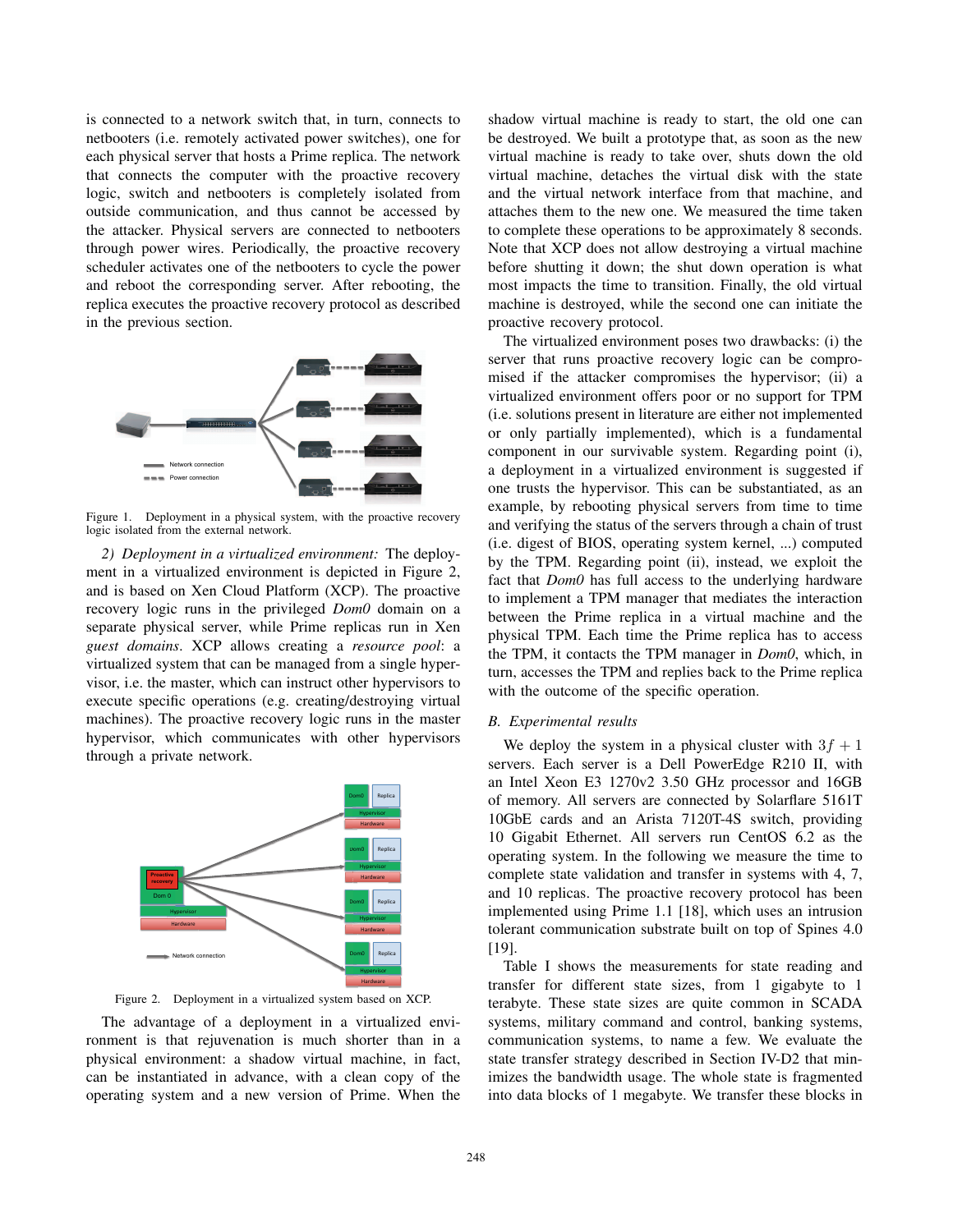is connected to a network switch that, in turn, connects to netbooters (i.e. remotely activated power switches), one for each physical server that hosts a Prime replica. The network that connects the computer with the proactive recovery logic, switch and netbooters is completely isolated from outside communication, and thus cannot be accessed by the attacker. Physical servers are connected to netbooters through power wires. Periodically, the proactive recovery scheduler activates one of the netbooters to cycle the power and reboot the corresponding server. After rebooting, the replica executes the proactive recovery protocol as described in the previous section.

Network connection
Power connection

Figure 1. Deployment in a physical system, with the proactive recovery logic isolated from the external network.

*2) Deployment in a virtualized environment:* The deployment in a virtualized environment is depicted in Figure 2, and is based on Xen Cloud Platform (XCP). The proactive recovery logic runs in the privileged *Dom0* domain on a separate physical server, while Prime replicas run in Xen *guest domains*. XCP allows creating a *resource pool*: a virtualized system that can be managed from a single hypervisor, i.e. the master, which can instruct other hypervisors to execute specific operations (e.g. creating/destroying virtual machines). The proactive recovery logic runs in the master hypervisor, which communicates with other hypervisors through a private network.

Proactive recovery
Dom 0
Hypervisor
Hardware
Dom0
Replica
Hypervisor
Hardware
Network connection

Figure 2. Deployment in a virtualized system based on XCP.

The advantage of a deployment in a virtualized environment is that rejuvenation is much shorter than in a physical environment: a shadow virtual machine, in fact, can be instantiated in advance, with a clean copy of the operating system and a new version of Prime. When the shadow virtual machine is ready to start, the old one can be destroyed. We built a prototype that, as soon as the new virtual machine is ready to take over, shuts down the old virtual machine, detaches the virtual disk with the state and the virtual network interface from that machine, and attaches them to the new one. We measured the time taken to complete these operations to be approximately 8 seconds. Note that XCP does not allow destroying a virtual machine before shutting it down; the shut down operation is what most impacts the time to transition. Finally, the old virtual machine is destroyed, while the second one can initiate the proactive recovery protocol.

The virtualized environment poses two drawbacks: (i) the server that runs proactive recovery logic can be compromised if the attacker compromises the hypervisor; (ii) a virtualized environment offers poor or no support for TPM (i.e. solutions present in literature are either not implemented or only partially implemented), which is a fundamental component in our survivable system. Regarding point (i), a deployment in a virtualized environment is suggested if one trusts the hypervisor. This can be substantiated, as an example, by rebooting physical servers from time to time and verifying the status of the servers through a chain of trust (i.e. digest of BIOS, operating system kernel, ...) computed by the TPM. Regarding point (ii), instead, we exploit the fact that *Dom0* has full access to the underlying hardware to implement a TPM manager that mediates the interaction between the Prime replica in a virtual machine and the physical TPM. Each time the Prime replica has to access the TPM, it contacts the TPM manager in *Dom0*, which, in turn, accesses the TPM and replies back to the Prime replica with the outcome of the specific operation.

### B. Experimental results

We deploy the system in a physical cluster with $3f + 1$ servers. Each server is a Dell PowerEdge R210 II, with an Intel Xeon E3 1270v2 3.50 GHz processor and 16GB of memory. All servers are connected by Solarflare 5161T 10GbE cards and an Arista 7120T-4S switch, providing 10 Gigabit Ethernet. All servers run CentOS 6.2 as the operating system. In the following we measure the time to complete state validation and transfer in systems with 4, 7, and 10 replicas. The proactive recovery protocol has been implemented using Prime 1.1 [18], which uses an intrusion tolerant communication substrate built on top of Spines 4.0 [19].

Table I shows the measurements for state reading and transfer for different state sizes, from 1 gigabyte to 1 terabyte. These state sizes are quite common in SCADA systems, military command and control, banking systems, communication systems, to name a few. We evaluate the state transfer strategy described in Section IV-D2 that minimizes the bandwidth usage. The whole state is fragmented into data blocks of 1 megabyte. We transfer these blocks in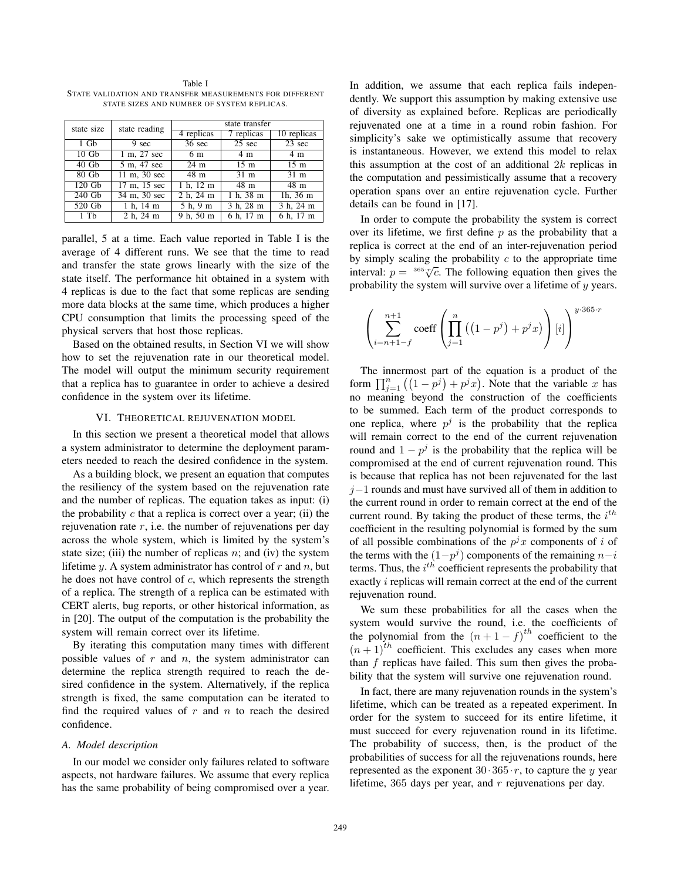Table I
STATE VALIDATION AND TRANSFER MEASUREMENTS FOR DIFFERENT STATE SIZES AND NUMBER OF SYSTEM REPLICAS.

| state size | state reading | state transfer | | |
|---|---|---|---|---|
| | | 4 replicas | 7 replicas | 10 replicas |
| 1 Gb | 9 sec | 36 sec | 25 sec | 23 sec |
| 10 Gb | 1 m, 27 sec | 6 m | 4 m | 4 m |
| 40 Gb | 5 m, 47 sec | 24 m | 15 m | 15 m |
| 80 Gb | 11 m, 30 sec | 48 m | 31 m | 31 m |
| 120 Gb | 17 m, 15 sec | 1 h, 12 m | 48 m | 48 m |
| 240 Gb | 34 m, 30 sec | 2 h, 24 m | 1 h, 38 m | 1h, 36 m |
| 520 Gb | 1 h, 14 m | 5 h, 9 m | 3 h, 28 m | 3 h, 24 m |
| 1 Tb | 2 h, 24 m | 9 h, 50 m | 6 h, 17 m | 6 h, 17 m |

parallel, 5 at a time. Each value reported in Table I is the average of 4 different runs. We see that the time to read and transfer the state grows linearly with the size of the state itself. The performance hit obtained in a system with 4 replicas is due to the fact that some replicas are sending more data blocks at the same time, which produces a higher CPU consumption that limits the processing speed of the physical servers that host those replicas.

Based on the obtained results, in Section VI we will show how to set the rejuvenation rate in our theoretical model. The model will output the minimum security requirement that a replica has to guarantee in order to achieve a desired confidence in the system over its lifetime.

## VI. THEORETICAL REJUVENATION MODEL

In this section we present a theoretical model that allows a system administrator to determine the deployment parameters needed to reach the desired confidence in the system.

As a building block, we present an equation that computes the resiliency of the system based on the rejuvenation rate and the number of replicas. The equation takes as input: (i) the probability $c$ that a replica is correct over a year; (ii) the rejuvenation rate $r$, i.e. the number of rejuvenations per day across the whole system, which is limited by the system's state size; (iii) the number of replicas $n$; and (iv) the system lifetime $y$. A system administrator has control of $r$ and $n$, but he does not have control of $c$, which represents the strength of a replica. The strength of a replica can be estimated with CERT alerts, bug reports, or other historical information, as in [20]. The output of the computation is the probability the system will remain correct over its lifetime.

By iterating this computation many times with different possible values of $r$ and $n$, the system administrator can determine the replica strength required to reach the desired confidence in the system. Alternatively, if the replica strength is fixed, the same computation can be iterated to find the required values of $r$ and $n$ to reach the desired confidence.

### A. Model description

In our model we consider only failures related to software aspects, not hardware failures. We assume that every replica has the same probability of being compromised over a year. In addition, we assume that each replica fails independently. We support this assumption by making extensive use of diversity as explained before. Replicas are periodically rejuvenated one at a time in a round robin fashion. For simplicity's sake we optimistically assume that recovery is instantaneous. However, we extend this model to relax this assumption at the cost of an additional $2k$ replicas in the computation and pessimistically assume that a recovery operation spans over an entire rejuvenation cycle. Further details can be found in [17].

In order to compute the probability the system is correct over its lifetime, we first define $p$ as the probability that a replica is correct at the end of an inter-rejuvenation period by simply scaling the probability $c$ to the appropriate time interval: $p = \sqrt[365 \cdot r]{c}$. The following equation then gives the probability the system will survive over a lifetime of $y$ years.

$$\left( \sum_{i=n+1-f}^{n+1} \text{coeff} \left( \prod_{j=1}^{n} \left( \left(1 - p^j\right) + p^j x \right) \right) [i] \right)^{y \cdot 365 \cdot r}$$

The innermost part of the equation is a product of the form $\prod_{j=1}^{n} \left( \left(1 - p^j\right) + p^j x \right)$. Note that the variable $x$ has no meaning beyond the construction of the coefficients to be summed. Each term of the product corresponds to one replica, where $p^j$ is the probability that the replica will remain correct to the end of the current rejuvenation round and $1 - p^j$ is the probability that the replica will be compromised at the end of current rejuvenation round. This is because that replica has not been rejuvenated for the last $j-1$ rounds and must have survived all of them in addition to the current round in order to remain correct at the end of the current round. By taking the product of these terms, the $i^{th}$ coefficient in the resulting polynomial is formed by the sum of all possible combinations of the $p^j x$ components of $i$ of the terms with the $(1-p^j)$ components of the remaining $n-i$ terms. Thus, the $i^{th}$ coefficient represents the probability that exactly $i$ replicas will remain correct at the end of the current rejuvenation round.

We sum these probabilities for all the cases when the system would survive the round, i.e. the coefficients of the polynomial from the $(n+1-f)^{th}$ coefficient to the $(n+1)^{th}$ coefficient. This excludes any cases when more than $f$ replicas have failed. This sum then gives the probability that the system will survive one rejuvenation round.

In fact, there are many rejuvenation rounds in the system's lifetime, which can be treated as a repeated experiment. In order for the system to succeed for its entire lifetime, it must succeed for every rejuvenation round in its lifetime. The probability of success, then, is the product of the probabilities of success for all the rejuvenations rounds, here represented as the exponent $30 \cdot 365 \cdot r$, to capture the $y$ year lifetime, 365 days per year, and $r$ rejuvenations per day.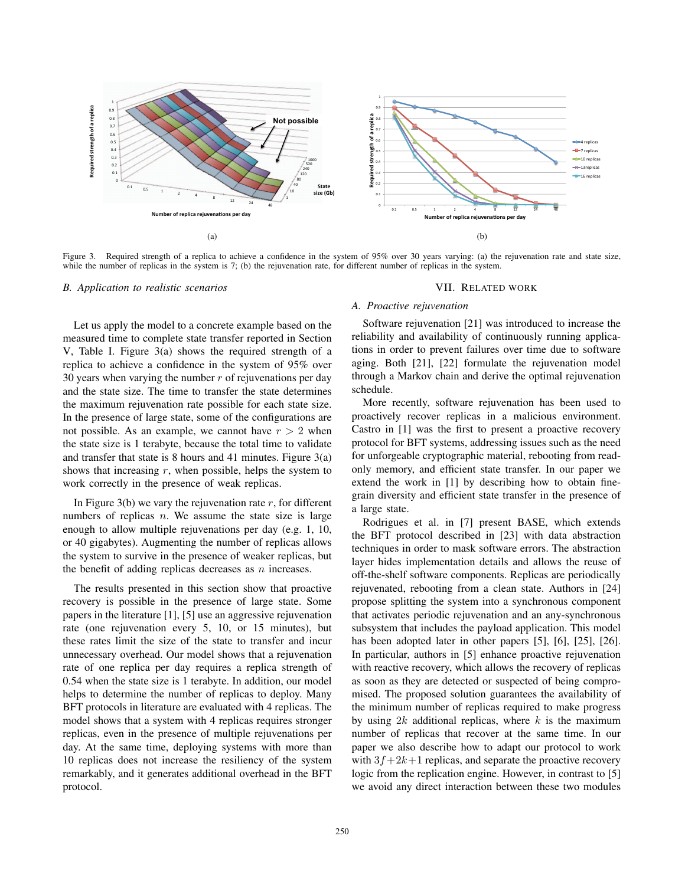Figure 3. Required strength of a replica to achieve a confidence in the system of 95% over 30 years varying: (a) the rejuvenation rate and state size, while the number of replicas in the system is 7; (b) the rejuvenation rate, for different number of replicas in the system.

### B. Application to realistic scenarios

Let us apply the model to a concrete example based on the measured time to complete state transfer reported in Section V, Table I. Figure 3(a) shows the required strength of a replica to achieve a confidence in the system of 95% over 30 years when varying the number $r$ of rejuvenations per day and the state size. The time to transfer the state determines the maximum rejuvenation rate possible for each state size. In the presence of large state, some of the configurations are not possible. As an example, we cannot have $r > 2$ when the state size is 1 terabyte, because the total time to validate and transfer that state is 8 hours and 41 minutes. Figure 3(a) shows that increasing $r$, when possible, helps the system to work correctly in the presence of weak replicas.

In Figure 3(b) we vary the rejuvenation rate $r$, for different numbers of replicas $n$. We assume the state size is large enough to allow multiple rejuvenations per day (e.g. 1, 10, or 40 gigabytes). Augmenting the number of replicas allows the system to survive in the presence of weaker replicas, but the benefit of adding replicas decreases as $n$ increases.

The results presented in this section show that proactive recovery is possible in the presence of large state. Some papers in the literature [1], [5] use an aggressive rejuvenation rate (one rejuvenation every 5, 10, or 15 minutes), but these rates limit the size of the state to transfer and incur unnecessary overhead. Our model shows that a rejuvenation rate of one replica per day requires a replica strength of 0.54 when the state size is 1 terabyte. In addition, our model helps to determine the number of replicas to deploy. Many BFT protocols in literature are evaluated with 4 replicas. The model shows that a system with 4 replicas requires stronger replicas, even in the presence of multiple rejuvenations per day. At the same time, deploying systems with more than 10 replicas does not increase the resiliency of the system remarkably, and it generates additional overhead in the BFT protocol.

## VII. Related work

### A. Proactive rejuvenation

Software rejuvenation [21] was introduced to increase the reliability and availability of continuously running applications in order to prevent failures over time due to software aging. Both [21], [22] formulate the rejuvenation model through a Markov chain and derive the optimal rejuvenation schedule.

More recently, software rejuvenation has been used to proactively recover replicas in a malicious environment. Castro in [1] was the first to present a proactive recovery protocol for BFT systems, addressing issues such as the need for unforgeable cryptographic material, rebooting from read-only memory, and efficient state transfer. In our paper we extend the work in [1] by describing how to obtain fine-grain diversity and efficient state transfer in the presence of a large state.

Rodrigues et al. in [7] present BASE, which extends the BFT protocol described in [23] with data abstraction techniques in order to mask software errors. The abstraction layer hides implementation details and allows the reuse of off-the-shelf software components. Replicas are periodically rejuvenated, rebooting from a clean state. Authors in [24] propose splitting the system into a synchronous component that activates periodic rejuvenation and an any-synchronous subsystem that includes the payload application. This model has been adopted later in other papers [5], [6], [25], [26]. In particular, authors in [5] enhance proactive rejuvenation with reactive recovery, which allows the recovery of replicas as soon as they are detected or suspected of being compromised. The proposed solution guarantees the availability of the minimum number of replicas required to make progress by using $2k$ additional replicas, where $k$ is the maximum number of replicas that recover at the same time. In our paper we also describe how to adapt our protocol to work with $3f+2k+1$ replicas, and separate the proactive recovery logic from the replication engine. However, in contrast to [5] we avoid any direct interaction between these two modules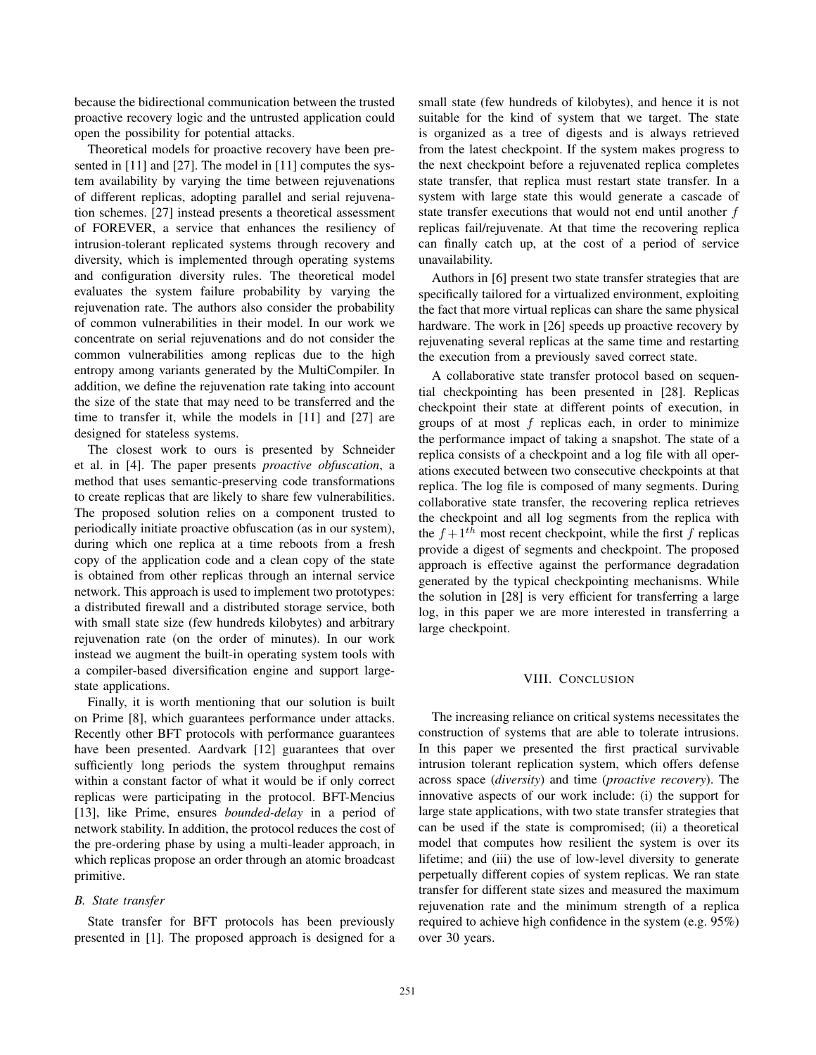because the bidirectional communication between the trusted proactive recovery logic and the untrusted application could open the possibility for potential attacks.

Theoretical models for proactive recovery have been presented in [11] and [27]. The model in [11] computes the system availability by varying the time between rejuvenations of different replicas, adopting parallel and serial rejuvenation schemes. [27] instead presents a theoretical assessment of FOREVER, a service that enhances the resiliency of intrusion-tolerant replicated systems through recovery and diversity, which is implemented through operating systems and configuration diversity rules. The theoretical model evaluates the system failure probability by varying the rejuvenation rate. The authors also consider the probability of common vulnerabilities in their model. In our work we concentrate on serial rejuvenations and do not consider the common vulnerabilities among replicas due to the high entropy among variants generated by the MultiCompiler. In addition, we define the rejuvenation rate taking into account the size of the state that may need to be transferred and the time to transfer it, while the models in [11] and [27] are designed for stateless systems.

The closest work to ours is presented by Schneider et al. in [4]. The paper presents *proactive obfuscation*, a method that uses semantic-preserving code transformations to create replicas that are likely to share few vulnerabilities. The proposed solution relies on a component trusted to periodically initiate proactive obfuscation (as in our system), during which one replica at a time reboots from a fresh copy of the application code and a clean copy of the state is obtained from other replicas through an internal service network. This approach is used to implement two prototypes: a distributed firewall and a distributed storage service, both with small state size (few hundreds kilobytes) and arbitrary rejuvenation rate (on the order of minutes). In our work instead we augment the built-in operating system tools with a compiler-based diversification engine and support large-state applications.

Finally, it is worth mentioning that our solution is built on Prime [8], which guarantees performance under attacks. Recently other BFT protocols with performance guarantees have been presented. Aardvark [12] guarantees that over sufficiently long periods the system throughput remains within a constant factor of what it would be if only correct replicas were participating in the protocol. BFT-Mencius [13], like Prime, ensures *bounded-delay* in a period of network stability. In addition, the protocol reduces the cost of the pre-ordering phase by using a multi-leader approach, in which replicas propose an order through an atomic broadcast primitive.

### B. State transfer

State transfer for BFT protocols has been previously presented in [1]. The proposed approach is designed for a small state (few hundreds of kilobytes), and hence it is not suitable for the kind of system that we target. The state is organized as a tree of digests and is always retrieved from the latest checkpoint. If the system makes progress to the next checkpoint before a rejuvenated replica completes state transfer, that replica must restart state transfer. In a system with large state this would generate a cascade of state transfer executions that would not end until another $f$ replicas fail/rejuvenate. At that time the recovering replica can finally catch up, at the cost of a period of service unavailability.

Authors in [6] present two state transfer strategies that are specifically tailored for a virtualized environment, exploiting the fact that more virtual replicas can share the same physical hardware. The work in [26] speeds up proactive recovery by rejuvenating several replicas at the same time and restarting the execution from a previously saved correct state.

A collaborative state transfer protocol based on sequential checkpointing has been presented in [28]. Replicas checkpoint their state at different points of execution, in groups of at most $f$ replicas each, in order to minimize the performance impact of taking a snapshot. The state of a replica consists of a checkpoint and a log file with all operations executed between two consecutive checkpoints at that replica. The log file is composed of many segments. During collaborative state transfer, the recovering replica retrieves the checkpoint and all log segments from the replica with the $f+1^{th}$ most recent checkpoint, while the first $f$ replicas provide a digest of segments and checkpoint. The proposed approach is effective against the performance degradation generated by the typical checkpointing mechanisms. While the solution in [28] is very efficient for transferring a large log, in this paper we are more interested in transferring a large checkpoint.

## VIII. Conclusion

The increasing reliance on critical systems necessitates the construction of systems that are able to tolerate intrusions. In this paper we presented the first practical survivable intrusion tolerant replication system, which offers defense across space (*diversity*) and time (*proactive recovery*). The innovative aspects of our work include: (i) the support for large state applications, with two state transfer strategies that can be used if the state is compromised; (ii) a theoretical model that computes how resilient the system is over its lifetime; and (iii) the use of low-level diversity to generate perpetually different copies of system replicas. We ran state transfer for different state sizes and measured the maximum rejuvenation rate and the minimum strength of a replica required to achieve high confidence in the system (e.g. 95%) over 30 years.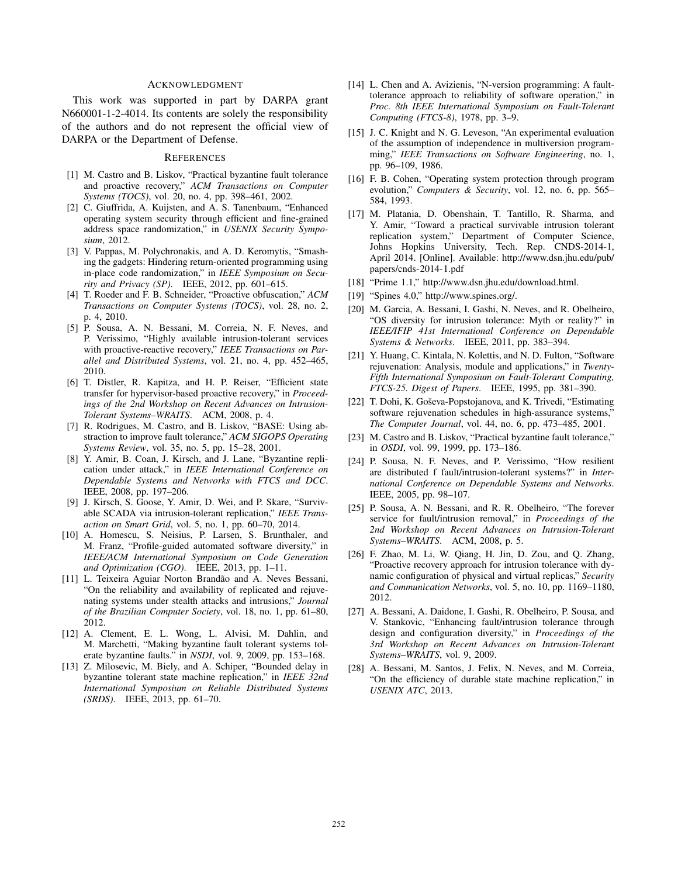## Acknowledgment

This work was supported in part by DARPA grant N660001-1-2-4014. Its contents are solely the responsibility of the authors and do not represent the official view of DARPA or the Department of Defense.

## References

[1] M. Castro and B. Liskov, "Practical byzantine fault tolerance and proactive recovery," *ACM Transactions on Computer Systems (TOCS)*, vol. 20, no. 4, pp. 398–461, 2002.

[2] C. Giuffrida, A. Kuijsten, and A. S. Tanenbaum, "Enhanced operating system security through efficient and fine-grained address space randomization," in *USENIX Security Symposium*, 2012.

[3] V. Pappas, M. Polychronakis, and A. D. Keromytis, "Smashing the gadgets: Hindering return-oriented programming using in-place code randomization," in *IEEE Symposium on Security and Privacy (SP)*. IEEE, 2012, pp. 601–615.

[4] T. Roeder and F. B. Schneider, "Proactive obfuscation," *ACM Transactions on Computer Systems (TOCS)*, vol. 28, no. 2, p. 4, 2010.

[5] P. Sousa, A. N. Bessani, M. Correia, N. F. Neves, and P. Verissimo, "Highly available intrusion-tolerant services with proactive-reactive recovery," *IEEE Transactions on Parallel and Distributed Systems*, vol. 21, no. 4, pp. 452–465, 2010.

[6] T. Distler, R. Kapitza, and H. P. Reiser, "Efficient state transfer for hypervisor-based proactive recovery," in *Proceedings of the 2nd Workshop on Recent Advances on Intrusion-Tolerant Systems–WRAITS*. ACM, 2008, p. 4.

[7] R. Rodrigues, M. Castro, and B. Liskov, "BASE: Using abstraction to improve fault tolerance," *ACM SIGOPS Operating Systems Review*, vol. 35, no. 5, pp. 15–28, 2001.

[8] Y. Amir, B. Coan, J. Kirsch, and J. Lane, "Byzantine replication under attack," in *IEEE International Conference on Dependable Systems and Networks with FTCS and DCC*. IEEE, 2008, pp. 197–206.

[9] J. Kirsch, S. Goose, Y. Amir, D. Wei, and P. Skare, "Survivable SCADA via intrusion-tolerant replication," *IEEE Transaction on Smart Grid*, vol. 5, no. 1, pp. 60–70, 2014.

[10] A. Homescu, S. Neisius, P. Larsen, S. Brunthaler, and M. Franz, "Profile-guided automated software diversity," in *IEEE/ACM International Symposium on Code Generation and Optimization (CGO)*. IEEE, 2013, pp. 1–11.

[11] L. Teixeira Aguiar Norton Brandão and A. Neves Bessani, "On the reliability and availability of replicated and rejuvenating systems under stealth attacks and intrusions," *Journal of the Brazilian Computer Society*, vol. 18, no. 1, pp. 61–80, 2012.

[12] A. Clement, E. L. Wong, L. Alvisi, M. Dahlin, and M. Marchetti, "Making byzantine fault tolerant systems tolerate byzantine faults." in *NSDI*, vol. 9, 2009, pp. 153–168.

[13] Z. Milosevic, M. Biely, and A. Schiper, "Bounded delay in byzantine tolerant state machine replication," in *IEEE 32nd International Symposium on Reliable Distributed Systems (SRDS)*. IEEE, 2013, pp. 61–70.

[14] L. Chen and A. Avizienis, "N-version programming: A fault-tolerance approach to reliability of software operation," in *Proc. 8th IEEE International Symposium on Fault-Tolerant Computing (FTCS-8)*, 1978, pp. 3–9.

[15] J. C. Knight and N. G. Leveson, "An experimental evaluation of the assumption of independence in multiversion programming," *IEEE Transactions on Software Engineering*, no. 1, pp. 96–109, 1986.

[16] F. B. Cohen, "Operating system protection through program evolution," *Computers & Security*, vol. 12, no. 6, pp. 565–584, 1993.

[17] M. Platania, D. Obenshain, T. Tantillo, R. Sharma, and Y. Amir, "Toward a practical survivable intrusion tolerant replication system," Department of Computer Science, Johns Hopkins University, Tech. Rep. CNDS-2014-1, April 2014. [Online]. Available: http://www.dsn.jhu.edu/pub/papers/cnds-2014-1.pdf

[18] "Prime 1.1," http://www.dsn.jhu.edu/download.html.

[19] "Spines 4.0," http://www.spines.org/.

[20] M. Garcia, A. Bessani, I. Gashi, N. Neves, and R. Obelheiro, "OS diversity for intrusion tolerance: Myth or reality?" in *IEEE/IFIP 41st International Conference on Dependable Systems & Networks*. IEEE, 2011, pp. 383–394.

[21] Y. Huang, C. Kintala, N. Kolettis, and N. D. Fulton, "Software rejuvenation: Analysis, module and applications," in *Twenty-Fifth International Symposium on Fault-Tolerant Computing, FTCS-25. Digest of Papers*. IEEE, 1995, pp. 381–390.

[22] T. Dohi, K. Goševa-Popstojanova, and K. Trivedi, "Estimating software rejuvenation schedules in high-assurance systems," *The Computer Journal*, vol. 44, no. 6, pp. 473–485, 2001.

[23] M. Castro and B. Liskov, "Practical byzantine fault tolerance," in *OSDI*, vol. 99, 1999, pp. 173–186.

[24] P. Sousa, N. F. Neves, and P. Verissimo, "How resilient are distributed f fault/intrusion-tolerant systems?" in *International Conference on Dependable Systems and Networks*. IEEE, 2005, pp. 98–107.

[25] P. Sousa, A. N. Bessani, and R. R. Obelheiro, "The forever service for fault/intrusion removal," in *Proceedings of the 2nd Workshop on Recent Advances on Intrusion-Tolerant Systems–WRAITS*. ACM, 2008, p. 5.

[26] F. Zhao, M. Li, W. Qiang, H. Jin, D. Zou, and Q. Zhang, "Proactive recovery approach for intrusion tolerance with dynamic configuration of physical and virtual replicas," *Security and Communication Networks*, vol. 5, no. 10, pp. 1169–1180, 2012.

[27] A. Bessani, A. Daidone, I. Gashi, R. Obelheiro, P. Sousa, and V. Stankovic, "Enhancing fault/intrusion tolerance through design and configuration diversity," in *Proceedings of the 3rd Workshop on Recent Advances on Intrusion-Tolerant Systems–WRAITS*, vol. 9, 2009.

[28] A. Bessani, M. Santos, J. Felix, N. Neves, and M. Correia, "On the efficiency of durable state machine replication," in *USENIX ATC*, 2013.